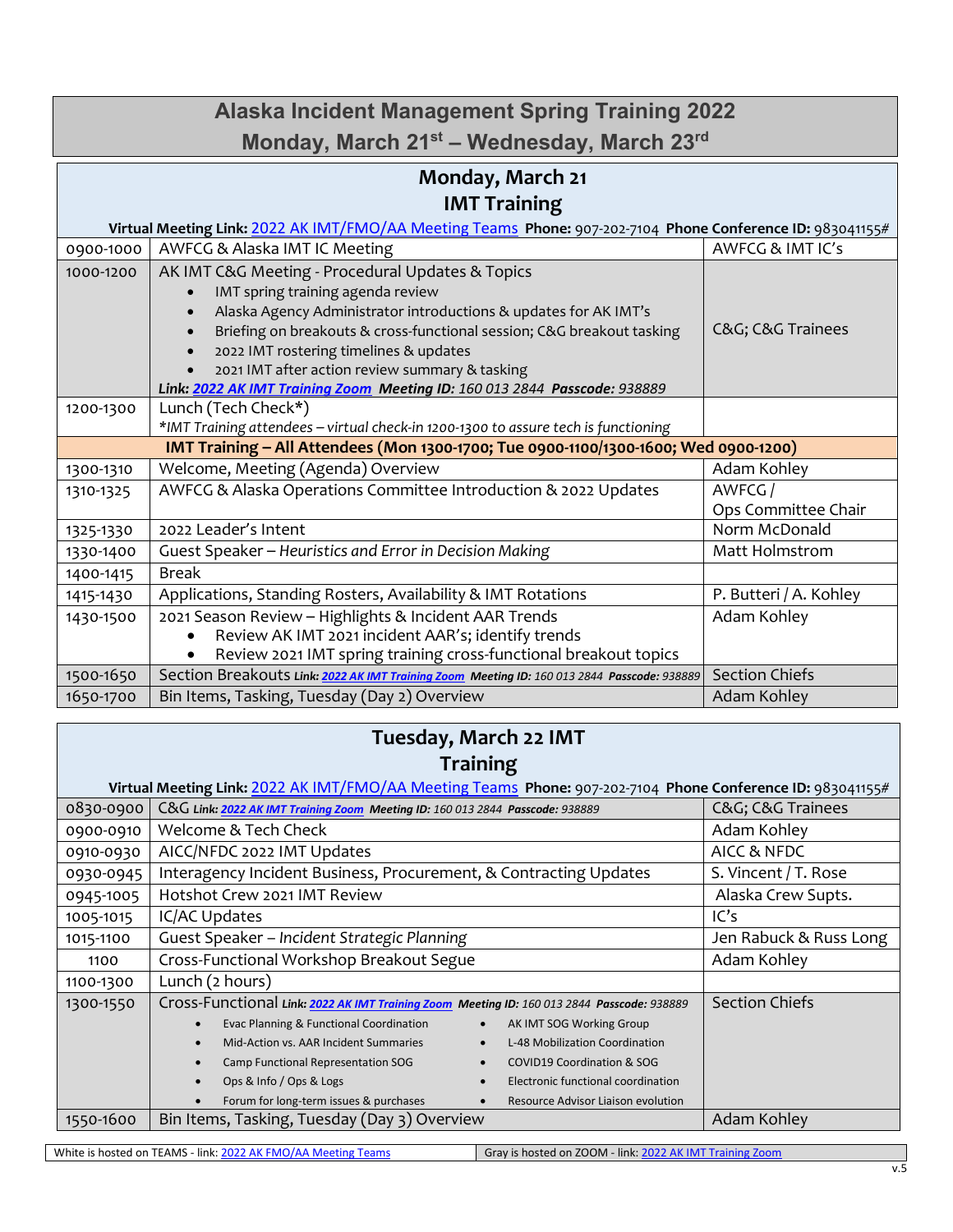# Alaska Incident Management Spring Training 2022

## Monday, March 21st – Wednesday, March 23rd

## Monday, March 21

## IMT Training

**Virtual Meeting Link:** 2022 AK IMT/FMO/AA Meeting Teams **Phone:** 907-202-7104 **Phone Conference ID:** 983041155#

| Time | Session | Presenter |
|---|---|---|
| 0900-1000 | AWFCG & Alaska IMT IC Meeting | AWFCG & IMT IC's |
| 1000-1200 | AK IMT C&G Meeting - Procedural Updates & Topics<br>• IMT spring training agenda review<br>• Alaska Agency Administrator introductions & updates for AK IMT's<br>• Briefing on breakouts & cross-functional session; C&G breakout tasking<br>• 2022 IMT rostering timelines & updates<br>• 2021 IMT after action review summary & tasking<br>***Link: 2022 AK IMT Training Zoom Meeting ID: 160 013 2844 Passcode: 938889*** | C&G; C&G Trainees |
| 1200-1300 | Lunch (Tech Check*)<br>**IMT Training attendees – virtual check-in 1200-1300 to assure tech is functioning* | |
| **IMT Training – All Attendees (Mon 1300-1700; Tue 0900-1100/1300-1600; Wed 0900-1200)** | | |
| 1300-1310 | Welcome, Meeting (Agenda) Overview | Adam Kohley |
| 1310-1325 | AWFCG & Alaska Operations Committee Introduction & 2022 Updates | AWFCG / Ops Committee Chair |
| 1325-1330 | 2022 Leader's Intent | Norm McDonald |
| 1330-1400 | Guest Speaker – *Heuristics and Error in Decision Making* | Matt Holmstrom |
| 1400-1415 | Break | |
| 1415-1430 | Applications, Standing Rosters, Availability & IMT Rotations | P. Butteri / A. Kohley |
| 1430-1500 | 2021 Season Review – Highlights & Incident AAR Trends<br>• Review AK IMT 2021 incident AAR's; identify trends<br>• Review 2021 IMT spring training cross-functional breakout topics | Adam Kohley |
| 1500-1650 | Section Breakouts ***Link: 2022 AK IMT Training Zoom Meeting ID: 160 013 2844 Passcode: 938889*** | Section Chiefs |
| 1650-1700 | Bin Items, Tasking, Tuesday (Day 2) Overview | Adam Kohley |

## Tuesday, March 22 IMT Training

**Virtual Meeting Link:** 2022 AK IMT/FMO/AA Meeting Teams **Phone:** 907-202-7104 **Phone Conference ID:** 983041155#

| Time | Session | Presenter |
|---|---|---|
| 0830-0900 | C&G ***Link: 2022 AK IMT Training Zoom Meeting ID: 160 013 2844 Passcode: 938889*** | C&G; C&G Trainees |
| 0900-0910 | Welcome & Tech Check | Adam Kohley |
| 0910-0930 | AICC/NFDC 2022 IMT Updates | AICC & NFDC |
| 0930-0945 | Interagency Incident Business, Procurement, & Contracting Updates | S. Vincent / T. Rose |
| 0945-1005 | Hotshot Crew 2021 IMT Review | Alaska Crew Supts. |
| 1005-1015 | IC/AC Updates | IC's |
| 1015-1100 | Guest Speaker – *Incident Strategic Planning* | Jen Rabuck & Russ Long |
| 1100 | Cross-Functional Workshop Breakout Segue | Adam Kohley |
| 1100-1300 | Lunch (2 hours) | |
| 1300-1550 | Cross-Functional ***Link: 2022 AK IMT Training Zoom Meeting ID: 160 013 2844 Passcode: 938889***<br>• Evac Planning & Functional Coordination<br>• Mid-Action vs. AAR Incident Summaries<br>• Camp Functional Representation SOG<br>• Ops & Info / Ops & Logs<br>• Forum for long-term issues & purchases<br>• AK IMT SOG Working Group<br>• L-48 Mobilization Coordination<br>• COVID19 Coordination & SOG<br>• Electronic functional coordination<br>• Resource Advisor Liaison evolution | Section Chiefs |
| 1550-1600 | Bin Items, Tasking, Tuesday (Day 3) Overview | Adam Kohley |

| White is hosted on TEAMS - link: 2022 AK FMO/AA Meeting Teams | Gray is hosted on ZOOM - link: 2022 AK IMT Training Zoom |
|---|---|

v.5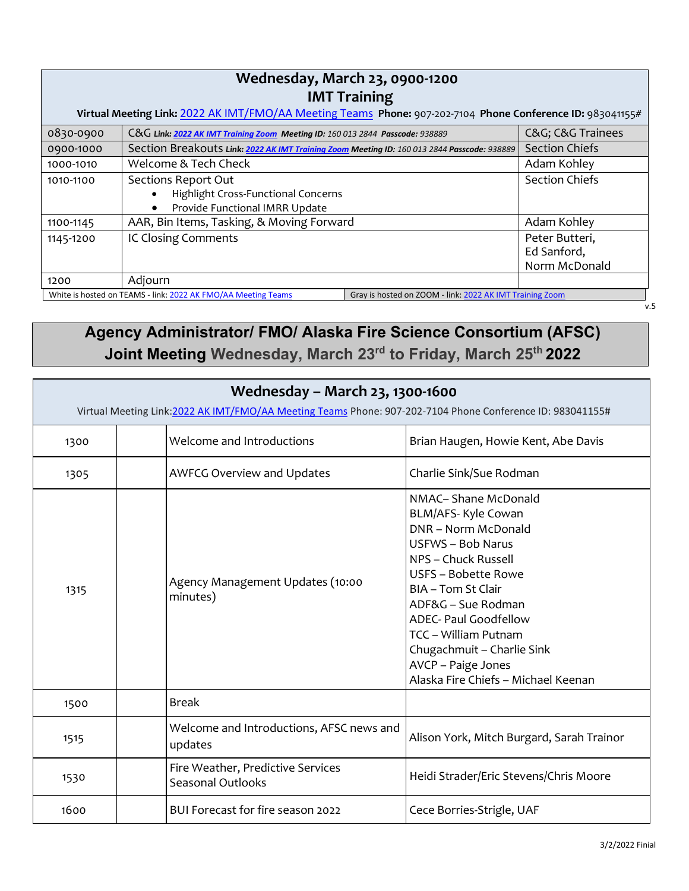## Wednesday, March 23, 0900-1200
## IMT Training

**Virtual Meeting Link:** 2022 AK IMT/FMO/AA Meeting Teams **Phone:** 907-202-7104 **Phone Conference ID:** 983041155#

| | | |
|---|---|---|
| 0830-0900 | C&G ***Link: 2022 AK IMT Training Zoom Meeting ID:*** *160 013 2844* ***Passcode:*** *938889* | C&G; C&G Trainees |
| 0900-1000 | Section Breakouts ***Link: 2022 AK IMT Training Zoom Meeting ID:*** *160 013 2844* ***Passcode:*** *938889* | Section Chiefs |
| 1000-1010 | Welcome & Tech Check | Adam Kohley |
| 1010-1100 | Sections Report Out<br>• Highlight Cross-Functional Concerns<br>• Provide Functional IMRR Update | Section Chiefs |
| 1100-1145 | AAR, Bin Items, Tasking, & Moving Forward | Adam Kohley |
| 1145-1200 | IC Closing Comments | Peter Butteri, Ed Sanford, Norm McDonald |
| 1200 | Adjourn | |

White is hosted on TEAMS - link: 2022 AK FMO/AA Meeting Teams | Gray is hosted on ZOOM - link: 2022 AK IMT Training Zoom

v.5

# Agency Administrator/ FMO/ Alaska Fire Science Consortium (AFSC) Joint Meeting Wednesday, March 23rd to Friday, March 25th 2022

## Wednesday – March 23, 1300-1600

Virtual Meeting Link: 2022 AK IMT/FMO/AA Meeting Teams Phone: 907-202-7104 Phone Conference ID: 983041155#

| | | | |
|---|---|---|---|
| 1300 | | Welcome and Introductions | Brian Haugen, Howie Kent, Abe Davis |
| 1305 | | AWFCG Overview and Updates | Charlie Sink/Sue Rodman |
| 1315 | | Agency Management Updates (10:00 minutes) | NMAC– Shane McDonald<br>BLM/AFS- Kyle Cowan<br>DNR – Norm McDonald<br>USFWS – Bob Narus<br>NPS – Chuck Russell<br>USFS – Bobette Rowe<br>BIA – Tom St Clair<br>ADF&G – Sue Rodman<br>ADEC- Paul Goodfellow<br>TCC – William Putnam<br>Chugachmuit – Charlie Sink<br>AVCP – Paige Jones<br>Alaska Fire Chiefs – Michael Keenan |
| 1500 | | Break | |
| 1515 | | Welcome and Introductions, AFSC news and updates | Alison York, Mitch Burgard, Sarah Trainor |
| 1530 | | Fire Weather, Predictive Services Seasonal Outlooks | Heidi Strader/Eric Stevens/Chris Moore |
| 1600 | | BUI Forecast for fire season 2022 | Cece Borries-Strigle, UAF |

3/2/2022 Finial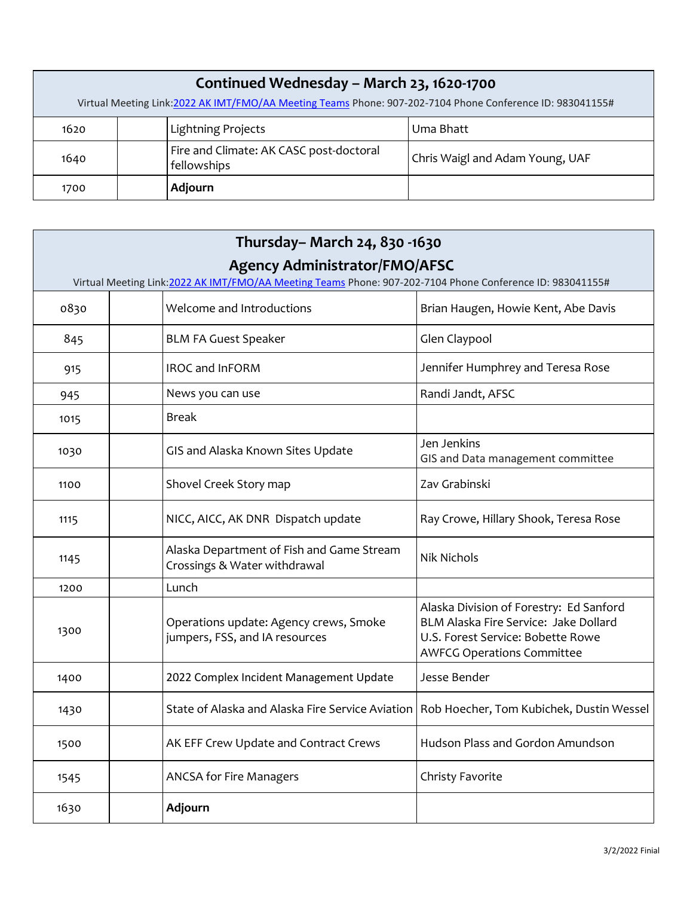| Continued Wednesday – March 23, 1620-1700 | | | |
|---|---|---|---|
| Virtual Meeting Link:2022 AK IMT/FMO/AA Meeting Teams Phone: 907-202-7104 Phone Conference ID: 983041155# | | | |
| 1620 | | Lightning Projects | Uma Bhatt |
| 1640 | | Fire and Climate: AK CASC post-doctoral fellowships | Chris Waigl and Adam Young, UAF |
| 1700 | | **Adjourn** | |

| Thursday– March 24, 830 -1630<br>Agency Administrator/FMO/AFSC | | | |
|---|---|---|---|
| Virtual Meeting Link:2022 AK IMT/FMO/AA Meeting Teams Phone: 907-202-7104 Phone Conference ID: 983041155# | | | |
| 0830 | | Welcome and Introductions | Brian Haugen, Howie Kent, Abe Davis |
| 845 | | BLM FA Guest Speaker | Glen Claypool |
| 915 | | IROC and InFORM | Jennifer Humphrey and Teresa Rose |
| 945 | | News you can use | Randi Jandt, AFSC |
| 1015 | | Break | |
| 1030 | | GIS and Alaska Known Sites Update | Jen Jenkins<br>GIS and Data management committee |
| 1100 | | Shovel Creek Story map | Zav Grabinski |
| 1115 | | NICC, AICC, AK DNR Dispatch update | Ray Crowe, Hillary Shook, Teresa Rose |
| 1145 | | Alaska Department of Fish and Game Stream Crossings & Water withdrawal | Nik Nichols |
| 1200 | | Lunch | |
| 1300 | | Operations update: Agency crews, Smoke jumpers, FSS, and IA resources | Alaska Division of Forestry: Ed Sanford<br>BLM Alaska Fire Service: Jake Dollard<br>U.S. Forest Service: Bobette Rowe<br>AWFCG Operations Committee |
| 1400 | | 2022 Complex Incident Management Update | Jesse Bender |
| 1430 | | State of Alaska and Alaska Fire Service Aviation | Rob Hoecher, Tom Kubichek, Dustin Wessel |
| 1500 | | AK EFF Crew Update and Contract Crews | Hudson Plass and Gordon Amundson |
| 1545 | | ANCSA for Fire Managers | Christy Favorite |
| 1630 | | **Adjourn** | |

3/2/2022 Finial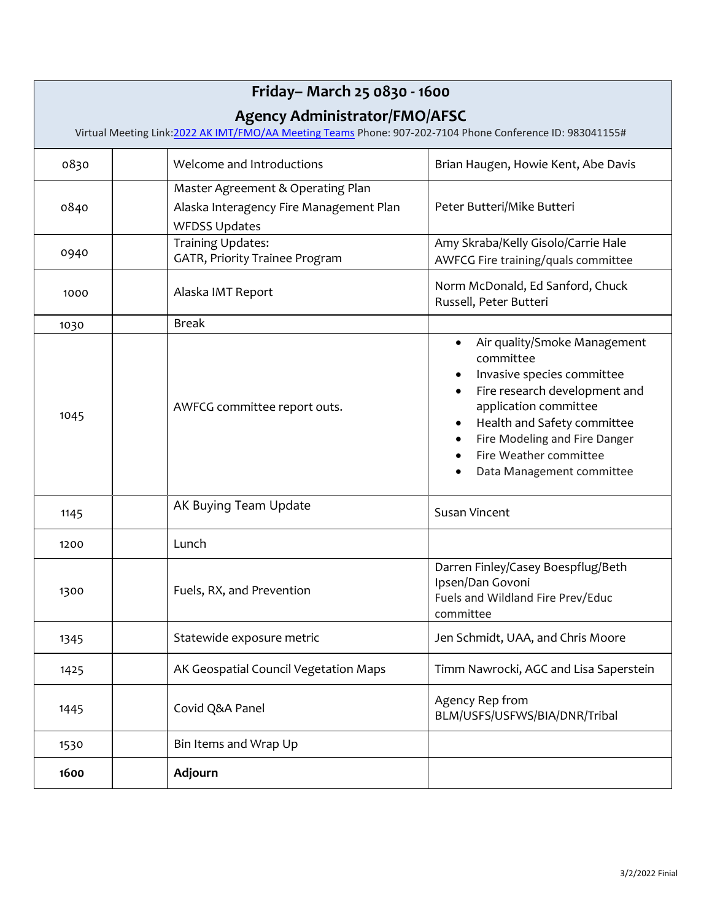## Friday– March 25 0830 - 1600

## Agency Administrator/FMO/AFSC

Virtual Meeting Link:2022 AK IMT/FMO/AA Meeting Teams Phone: 907-202-7104 Phone Conference ID: 983041155#

| | | | |
|---|---|---|---|
| 0830 | | Welcome and Introductions | Brian Haugen, Howie Kent, Abe Davis |
| 0840 | | Master Agreement & Operating Plan<br>Alaska Interagency Fire Management Plan<br>WFDSS Updates | Peter Butteri/Mike Butteri |
| 0940 | | Training Updates:<br>GATR, Priority Trainee Program | Amy Skraba/Kelly Gisolo/Carrie Hale<br>AWFCG Fire training/quals committee |
| 1000 | | Alaska IMT Report | Norm McDonald, Ed Sanford, Chuck Russell, Peter Butteri |
| 1030 | | Break | |
| 1045 | | AWFCG committee report outs. | • Air quality/Smoke Management committee<br>• Invasive species committee<br>• Fire research development and application committee<br>• Health and Safety committee<br>• Fire Modeling and Fire Danger<br>• Fire Weather committee<br>• Data Management committee |
| 1145 | | AK Buying Team Update | Susan Vincent |
| 1200 | | Lunch | |
| 1300 | | Fuels, RX, and Prevention | Darren Finley/Casey Boespflug/Beth Ipsen/Dan Govoni<br>Fuels and Wildland Fire Prev/Educ committee |
| 1345 | | Statewide exposure metric | Jen Schmidt, UAA, and Chris Moore |
| 1425 | | AK Geospatial Council Vegetation Maps | Timm Nawrocki, AGC and Lisa Saperstein |
| 1445 | | Covid Q&A Panel | Agency Rep from BLM/USFS/USFWS/BIA/DNR/Tribal |
| 1530 | | Bin Items and Wrap Up | |
| **1600** | | **Adjourn** | |

3/2/2022 Finial